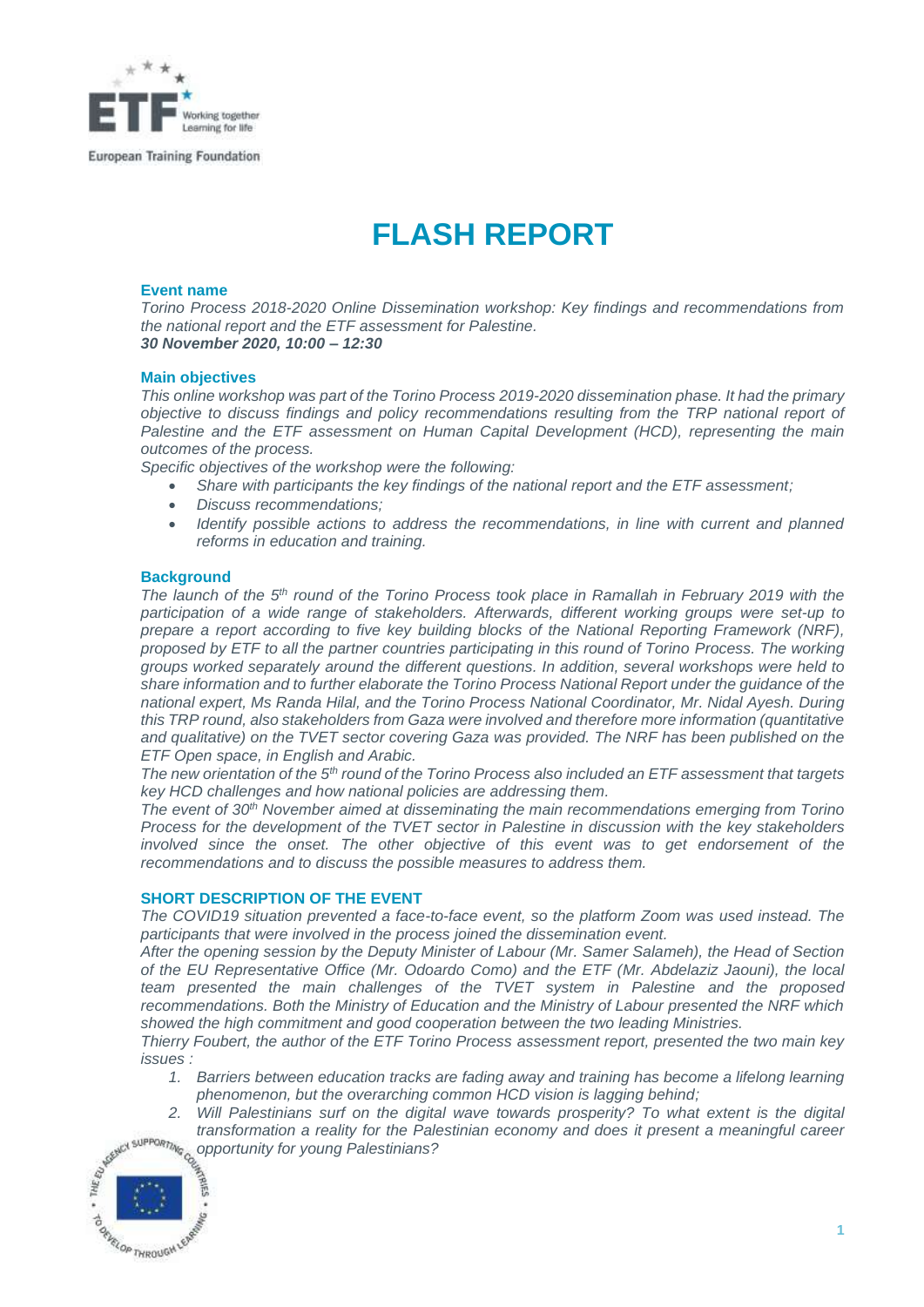# FLASH REPORT

### Event name

*Torino Process 2018-2020 Online Dissemination workshop: Key findings and recommendations from the national report and the ETF assessment for Palestine.*
***30 November 2020, 10:00 – 12:30***

### Main objectives

*This online workshop was part of the Torino Process 2019-2020 dissemination phase. It had the primary objective to discuss findings and policy recommendations resulting from the TRP national report of Palestine and the ETF assessment on Human Capital Development (HCD), representing the main outcomes of the process.*

*Specific objectives of the workshop were the following:*

- *Share with participants the key findings of the national report and the ETF assessment;*
- *Discuss recommendations;*
- *Identify possible actions to address the recommendations, in line with current and planned reforms in education and training.*

### Background

*The launch of the 5th round of the Torino Process took place in Ramallah in February 2019 with the participation of a wide range of stakeholders. Afterwards, different working groups were set-up to prepare a report according to five key building blocks of the National Reporting Framework (NRF), proposed by ETF to all the partner countries participating in this round of Torino Process. The working groups worked separately around the different questions. In addition, several workshops were held to share information and to further elaborate the Torino Process National Report under the guidance of the national expert, Ms Randa Hilal, and the Torino Process National Coordinator, Mr. Nidal Ayesh. During this TRP round, also stakeholders from Gaza were involved and therefore more information (quantitative and qualitative) on the TVET sector covering Gaza was provided. The NRF has been published on the ETF Open space, in English and Arabic.*

*The new orientation of the 5th round of the Torino Process also included an ETF assessment that targets key HCD challenges and how national policies are addressing them.*

*The event of 30th November aimed at disseminating the main recommendations emerging from Torino Process for the development of the TVET sector in Palestine in discussion with the key stakeholders involved since the onset. The other objective of this event was to get endorsement of the recommendations and to discuss the possible measures to address them.*

### SHORT DESCRIPTION OF THE EVENT

*The COVID19 situation prevented a face-to-face event, so the platform Zoom was used instead. The participants that were involved in the process joined the dissemination event.*

*After the opening session by the Deputy Minister of Labour (Mr. Samer Salameh), the Head of Section of the EU Representative Office (Mr. Odoardo Como) and the ETF (Mr. Abdelaziz Jaouni), the local team presented the main challenges of the TVET system in Palestine and the proposed recommendations. Both the Ministry of Education and the Ministry of Labour presented the NRF which showed the high commitment and good cooperation between the two leading Ministries.*

*Thierry Foubert, the author of the ETF Torino Process assessment report, presented the two main key issues :*

1. *Barriers between education tracks are fading away and training has become a lifelong learning phenomenon, but the overarching common HCD vision is lagging behind;*
2. *Will Palestinians surf on the digital wave towards prosperity? To what extent is the digital transformation a reality for the Palestinian economy and does it present a meaningful career opportunity for young Palestinians?*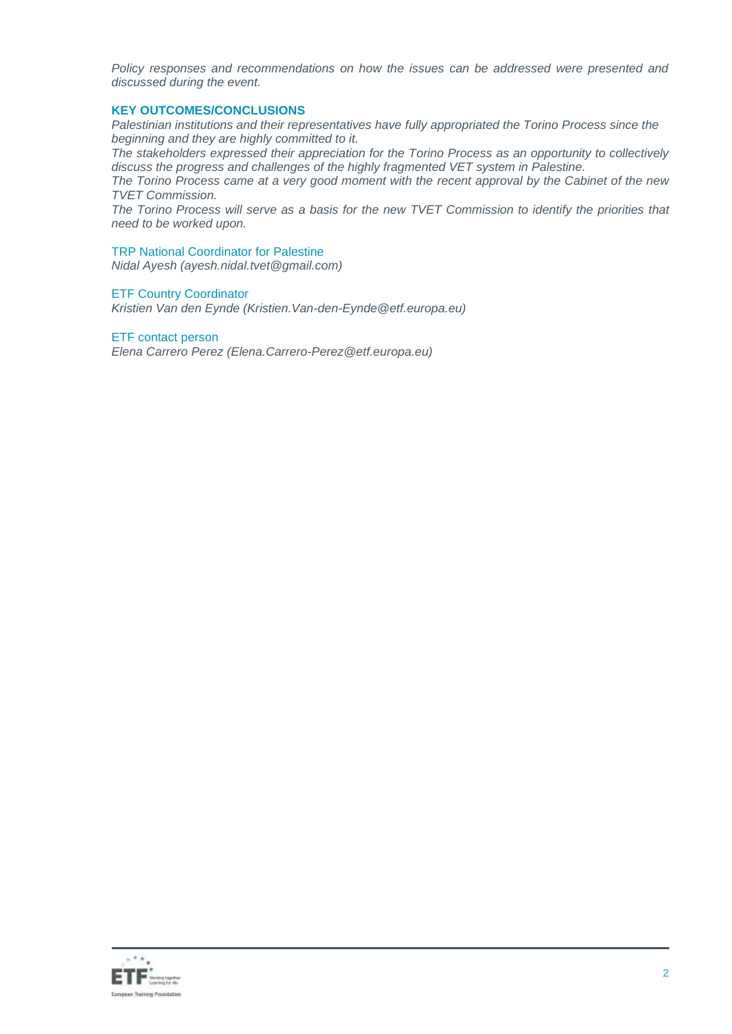*Policy responses and recommendations on how the issues can be addressed were presented and discussed during the event.*

**KEY OUTCOMES/CONCLUSIONS**

*Palestinian institutions and their representatives have fully appropriated the Torino Process since the beginning and they are highly committed to it.*

*The stakeholders expressed their appreciation for the Torino Process as an opportunity to collectively discuss the progress and challenges of the highly fragmented VET system in Palestine.*

*The Torino Process came at a very good moment with the recent approval by the Cabinet of the new TVET Commission.*

*The Torino Process will serve as a basis for the new TVET Commission to identify the priorities that need to be worked upon.*

TRP National Coordinator for Palestine
*Nidal Ayesh (ayesh.nidal.tvet@gmail.com)*

ETF Country Coordinator
*Kristien Van den Eynde (Kristien.Van-den-Eynde@etf.europa.eu)*

ETF contact person
*Elena Carrero Perez (Elena.Carrero-Perez@etf.europa.eu)*